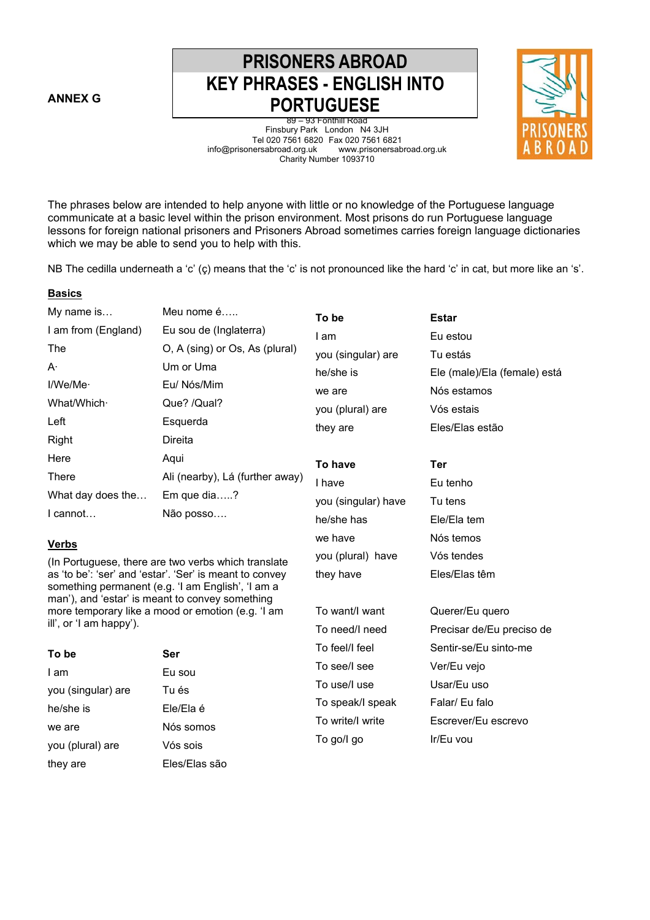**ANNEX G**

# PRISONERS ABROAD
## KEY PHRASES - ENGLISH INTO PORTUGUESE

89 – 93 Fonthill Road
Finsbury Park London N4 3JH
Tel 020 7561 6820 Fax 020 7561 6821
info@prisonersabroad.org.uk www.prisonersabroad.org.uk
Charity Number 1093710

The phrases below are intended to help anyone with little or no knowledge of the Portuguese language communicate at a basic level within the prison environment. Most prisons do run Portuguese language lessons for foreign national prisoners and Prisoners Abroad sometimes carries foreign language dictionaries which we may be able to send you to help with this.

NB The cedilla underneath a 'c' (ç) means that the 'c' is not pronounced like the hard 'c' in cat, but more like an 's'.

### Basics

| | |
|---|---|
| My name is… | Meu nome é….. |
| I am from (England) | Eu sou de (Inglaterra) |
| The | O, A (sing) or Os, As (plural) |
| A· | Um or Uma |
| I/We/Me· | Eu/ Nós/Mim |
| What/Which· | Que? /Qual? |
| Left | Esquerda |
| Right | Direita |
| Here | Aqui |
| There | Ali (nearby), Lá (further away) |
| What day does the… | Em que dia…..? |
| I cannot… | Não posso…. |

### Verbs

(In Portuguese, there are two verbs which translate as 'to be': 'ser' and 'estar'. 'Ser' is meant to convey something permanent (e.g. 'I am English', 'I am a man'), and 'estar' is meant to convey something more temporary like a mood or emotion (e.g. 'I am ill', or 'I am happy').

| **To be** | **Ser** |
|---|---|
| I am | Eu sou |
| you (singular) are | Tu és |
| he/she is | Ele/Ela é |
| we are | Nós somos |
| you (plural) are | Vós sois |
| they are | Eles/Elas são |

| **To be** | **Estar** |
|---|---|
| I am | Eu estou |
| you (singular) are | Tu estás |
| he/she is | Ele (male)/Ela (female) está |
| we are | Nós estamos |
| you (plural) are | Vós estais |
| they are | Eles/Elas estão |

| **To have** | **Ter** |
|---|---|
| I have | Eu tenho |
| you (singular) have | Tu tens |
| he/she has | Ele/Ela tem |
| we have | Nós temos |
| you (plural) have | Vós tendes |
| they have | Eles/Elas têm |

| | |
|---|---|
| To want/I want | Querer/Eu quero |
| To need/I need | Precisar de/Eu preciso de |
| To feel/I feel | Sentir-se/Eu sinto-me |
| To see/I see | Ver/Eu vejo |
| To use/I use | Usar/Eu uso |
| To speak/I speak | Falar/ Eu falo |
| To write/I write | Escrever/Eu escrevo |
| To go/I go | Ir/Eu vou |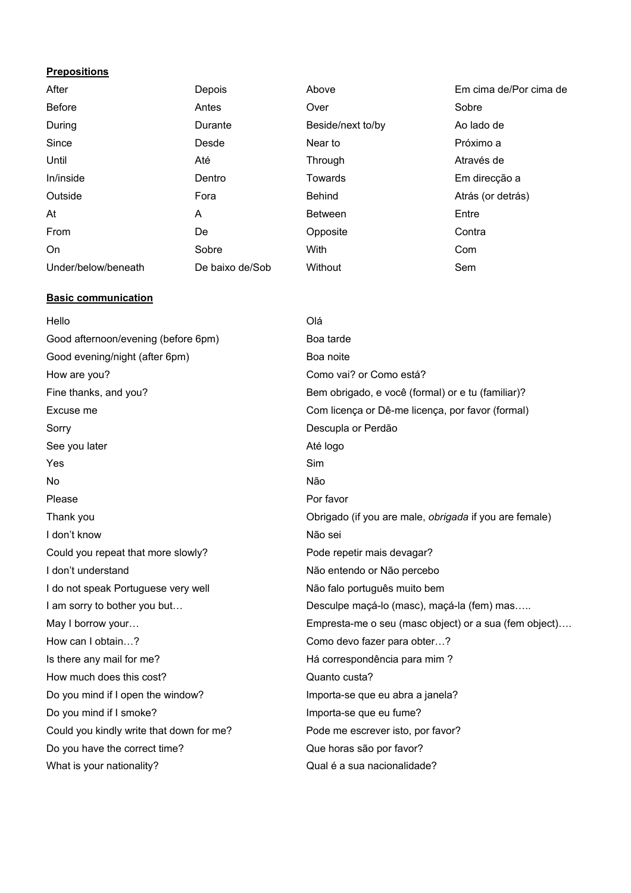**Prepositions**

| | | | |
|---|---|---|---|
| After | Depois | Above | Em cima de/Por cima de |
| Before | Antes | Over | Sobre |
| During | Durante | Beside/next to/by | Ao lado de |
| Since | Desde | Near to | Próximo a |
| Until | Até | Through | Através de |
| In/inside | Dentro | Towards | Em direcção a |
| Outside | Fora | Behind | Atrás (or detrás) |
| At | A | Between | Entre |
| From | De | Opposite | Contra |
| On | Sobre | With | Com |
| Under/below/beneath | De baixo de/Sob | Without | Sem |

**Basic communication**

| | |
|---|---|
| Hello | Olá |
| Good afternoon/evening (before 6pm) | Boa tarde |
| Good evening/night (after 6pm) | Boa noite |
| How are you? | Como vai? or Como está? |
| Fine thanks, and you? | Bem obrigado, e você (formal) or e tu (familiar)? |
| Excuse me | Com licença or Dê-me licença, por favor (formal) |
| Sorry | Descupla or Perdão |
| See you later | Até logo |
| Yes | Sim |
| No | Não |
| Please | Por favor |
| Thank you | Obrigado (if you are male, *obrigada* if you are female) |
| I don't know | Não sei |
| Could you repeat that more slowly? | Pode repetir mais devagar? |
| I don't understand | Não entendo or Não percebo |
| I do not speak Portuguese very well | Não falo português muito bem |
| I am sorry to bother you but… | Desculpe maçá-lo (masc), maçá-la (fem) mas….. |
| May I borrow your… | Empresta-me o seu (masc object) or a sua (fem object)…. |
| How can I obtain…? | Como devo fazer para obter…? |
| Is there any mail for me? | Há correspondência para mim ? |
| How much does this cost? | Quanto custa? |
| Do you mind if I open the window? | Importa-se que eu abra a janela? |
| Do you mind if I smoke? | Importa-se que eu fume? |
| Could you kindly write that down for me? | Pode me escrever isto, por favor? |
| Do you have the correct time? | Que horas são por favor? |
| What is your nationality? | Qual é a sua nacionalidade? |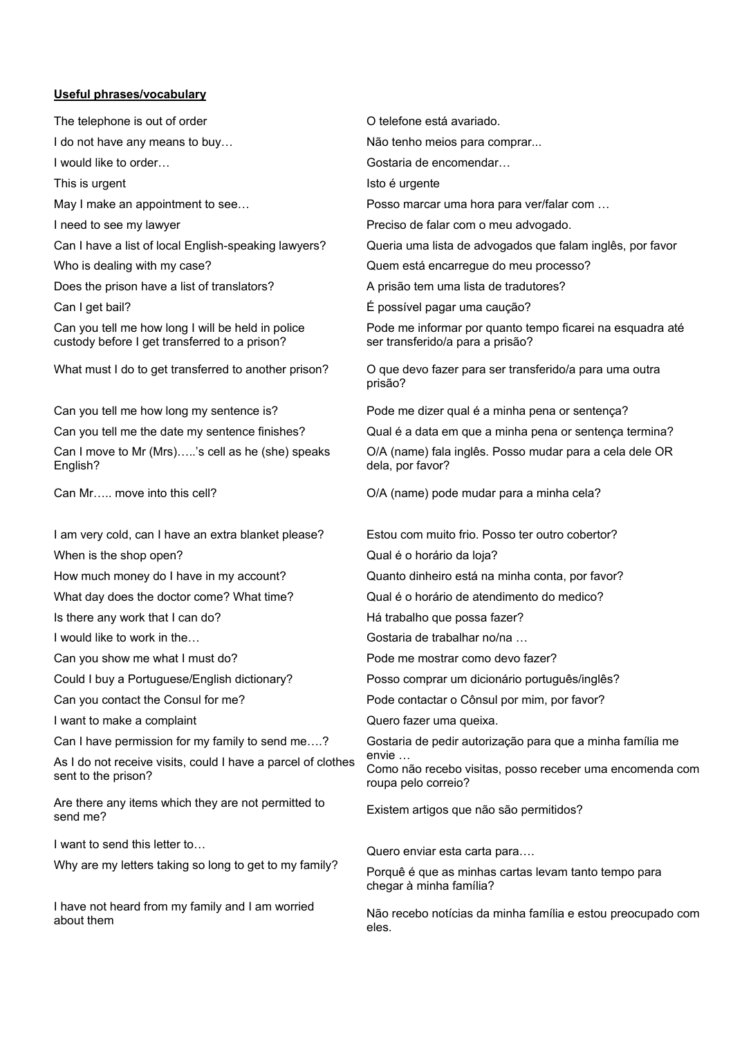**Useful phrases/vocabulary**

| | |
|---|---|
| The telephone is out of order | O telefone está avariado. |
| I do not have any means to buy… | Não tenho meios para comprar... |
| I would like to order… | Gostaria de encomendar… |
| This is urgent | Isto é urgente |
| May I make an appointment to see… | Posso marcar uma hora para ver/falar com … |
| I need to see my lawyer | Preciso de falar com o meu advogado. |
| Can I have a list of local English-speaking lawyers? | Queria uma lista de advogados que falam inglês, por favor |
| Who is dealing with my case? | Quem está encarregue do meu processo? |
| Does the prison have a list of translators? | A prisão tem uma lista de tradutores? |
| Can I get bail? | É possível pagar uma caução? |
| Can you tell me how long I will be held in police custody before I get transferred to a prison? | Pode me informar por quanto tempo ficarei na esquadra até ser transferido/a para a prisão? |
| What must I do to get transferred to another prison? | O que devo fazer para ser transferido/a para uma outra prisão? |
| Can you tell me how long my sentence is? | Pode me dizer qual é a minha pena or sentença? |
| Can you tell me the date my sentence finishes? | Qual é a data em que a minha pena or sentença termina? |
| Can I move to Mr (Mrs)…..'s cell as he (she) speaks English? | O/A (name) fala inglês. Posso mudar para a cela dele OR dela, por favor? |
| Can Mr….. move into this cell? | O/A (name) pode mudar para a minha cela? |
| I am very cold, can I have an extra blanket please? | Estou com muito frio. Posso ter outro cobertor? |
| When is the shop open? | Qual é o horário da loja? |
| How much money do I have in my account? | Quanto dinheiro está na minha conta, por favor? |
| What day does the doctor come? What time? | Qual é o horário de atendimento do medico? |
| Is there any work that I can do? | Há trabalho que possa fazer? |
| I would like to work in the… | Gostaria de trabalhar no/na … |
| Can you show me what I must do? | Pode me mostrar como devo fazer? |
| Could I buy a Portuguese/English dictionary? | Posso comprar um dicionário português/inglês? |
| Can you contact the Consul for me? | Pode contactar o Cônsul por mim, por favor? |
| I want to make a complaint | Quero fazer uma queixa. |
| Can I have permission for my family to send me….? | Gostaria de pedir autorização para que a minha família me envie … |
| As I do not receive visits, could I have a parcel of clothes sent to the prison? | Como não recebo visitas, posso receber uma encomenda com roupa pelo correio? |
| Are there any items which they are not permitted to send me? | Existem artigos que não são permitidos? |
| I want to send this letter to… | Quero enviar esta carta para…. |
| Why are my letters taking so long to get to my family? | Porquê é que as minhas cartas levam tanto tempo para chegar à minha família? |
| I have not heard from my family and I am worried about them | Não recebo notícias da minha família e estou preocupado com eles. |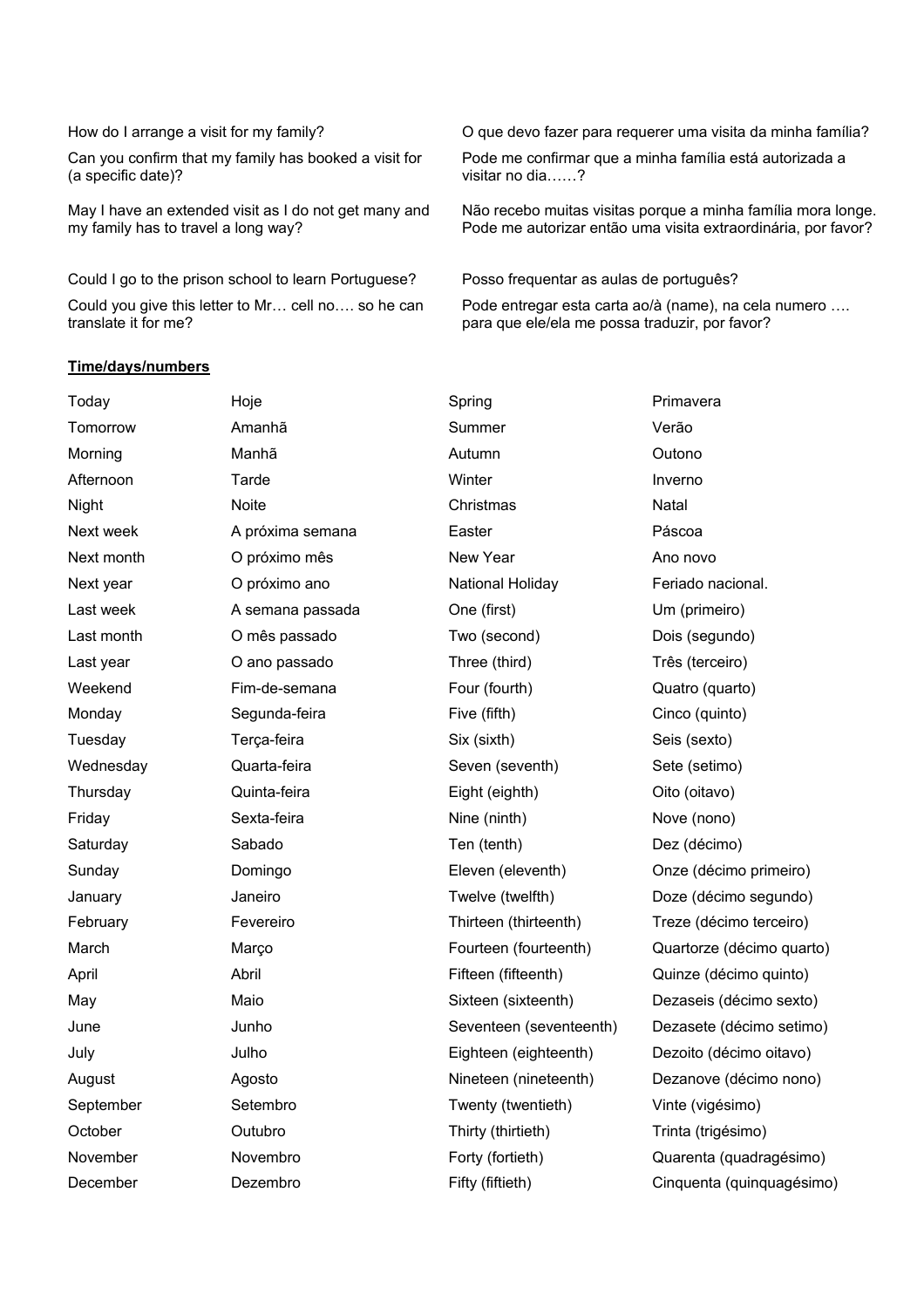| | |
|---|---|
| How do I arrange a visit for my family? | O que devo fazer para requerer uma visita da minha família? |
| Can you confirm that my family has booked a visit for (a specific date)? | Pode me confirmar que a minha família está autorizada a visitar no dia……? |
| May I have an extended visit as I do not get many and my family has to travel a long way? | Não recebo muitas visitas porque a minha família mora longe. Pode me autorizar então uma visita extraordinária, por favor? |
| Could I go to the prison school to learn Portuguese? | Posso frequentar as aulas de português? |
| Could you give this letter to Mr… cell no…. so he can translate it for me? | Pode entregar esta carta ao/à (name), na cela numero …. para que ele/ela me possa traduzir, por favor? |

**Time/days/numbers**

| | | | |
|---|---|---|---|
| Today | Hoje | Spring | Primavera |
| Tomorrow | Amanhã | Summer | Verão |
| Morning | Manhã | Autumn | Outono |
| Afternoon | Tarde | Winter | Inverno |
| Night | Noite | Christmas | Natal |
| Next week | A próxima semana | Easter | Páscoa |
| Next month | O próximo mês | New Year | Ano novo |
| Next year | O próximo ano | National Holiday | Feriado nacional. |
| Last week | A semana passada | One (first) | Um (primeiro) |
| Last month | O mês passado | Two (second) | Dois (segundo) |
| Last year | O ano passado | Three (third) | Três (terceiro) |
| Weekend | Fim-de-semana | Four (fourth) | Quatro (quarto) |
| Monday | Segunda-feira | Five (fifth) | Cinco (quinto) |
| Tuesday | Terça-feira | Six (sixth) | Seis (sexto) |
| Wednesday | Quarta-feira | Seven (seventh) | Sete (setimo) |
| Thursday | Quinta-feira | Eight (eighth) | Oito (oitavo) |
| Friday | Sexta-feira | Nine (ninth) | Nove (nono) |
| Saturday | Sabado | Ten (tenth) | Dez (décimo) |
| Sunday | Domingo | Eleven (eleventh) | Onze (décimo primeiro) |
| January | Janeiro | Twelve (twelfth) | Doze (décimo segundo) |
| February | Fevereiro | Thirteen (thirteenth) | Treze (décimo terceiro) |
| March | Março | Fourteen (fourteenth) | Quartorze (décimo quarto) |
| April | Abril | Fifteen (fifteenth) | Quinze (décimo quinto) |
| May | Maio | Sixteen (sixteenth) | Dezaseis (décimo sexto) |
| June | Junho | Seventeen (seventeenth) | Dezasete (décimo setimo) |
| July | Julho | Eighteen (eighteenth) | Dezoito (décimo oitavo) |
| August | Agosto | Nineteen (nineteenth) | Dezanove (décimo nono) |
| September | Setembro | Twenty (twentieth) | Vinte (vigésimo) |
| October | Outubro | Thirty (thirtieth) | Trinta (trigésimo) |
| November | Novembro | Forty (fortieth) | Quarenta (quadragésimo) |
| December | Dezembro | Fifty (fiftieth) | Cinquenta (quinquagésimo) |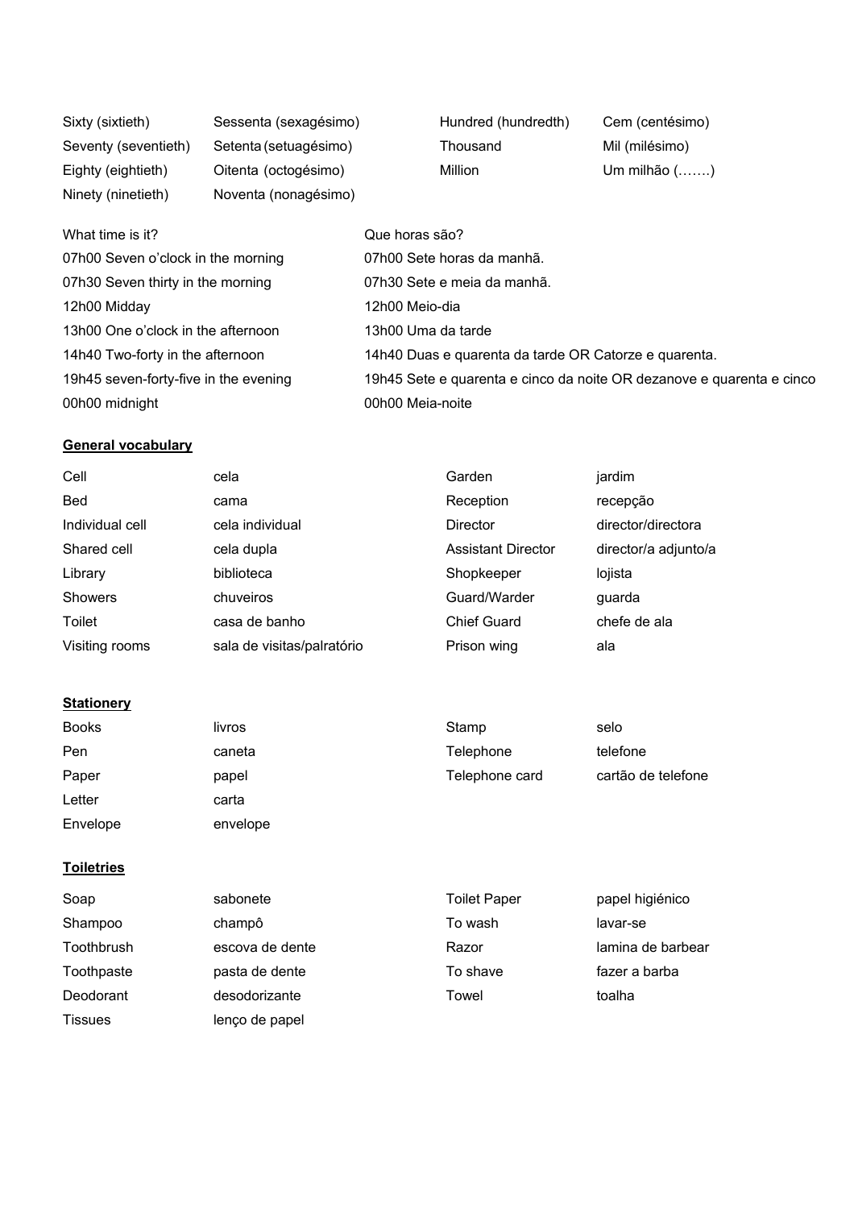| | | | |
|---|---|---|---|
| Sixty (sixtieth) | Sessenta (sexagésimo) | Hundred (hundredth) | Cem (centésimo) |
| Seventy (seventieth) | Setenta (setuagésimo) | Thousand | Mil (milésimo) |
| Eighty (eightieth) | Oitenta (octogésimo) | Million | Um milhão (…….) |
| Ninety (ninetieth) | Noventa (nonagésimo) | | |

| What time is it? | Que horas são? |
|---|---|
| 07h00 Seven o'clock in the morning | 07h00 Sete horas da manhã. |
| 07h30 Seven thirty in the morning | 07h30 Sete e meia da manhã. |
| 12h00 Midday | 12h00 Meio-dia |
| 13h00 One o'clock in the afternoon | 13h00 Uma da tarde |
| 14h40 Two-forty in the afternoon | 14h40 Duas e quarenta da tarde OR Catorze e quarenta. |
| 19h45 seven-forty-five in the evening | 19h45 Sete e quarenta e cinco da noite OR dezanove e quarenta e cinco |
| 00h00 midnight | 00h00 Meia-noite |

**General vocabulary**

| | | | |
|---|---|---|---|
| Cell | cela | Garden | jardim |
| Bed | cama | Reception | recepção |
| Individual cell | cela individual | Director | director/directora |
| Shared cell | cela dupla | Assistant Director | director/a adjunto/a |
| Library | biblioteca | Shopkeeper | lojista |
| Showers | chuveiros | Guard/Warder | guarda |
| Toilet | casa de banho | Chief Guard | chefe de ala |
| Visiting rooms | sala de visitas/palratório | Prison wing | ala |

**Stationery**

| | | | |
|---|---|---|---|
| Books | livros | Stamp | selo |
| Pen | caneta | Telephone | telefone |
| Paper | papel | Telephone card | cartão de telefone |
| Letter | carta | | |
| Envelope | envelope | | |

**Toiletries**

| | | | |
|---|---|---|---|
| Soap | sabonete | Toilet Paper | papel higiénico |
| Shampoo | champô | To wash | lavar-se |
| Toothbrush | escova de dente | Razor | lamina de barbear |
| Toothpaste | pasta de dente | To shave | fazer a barba |
| Deodorant | desodorizante | Towel | toalha |
| Tissues | lenço de papel | | |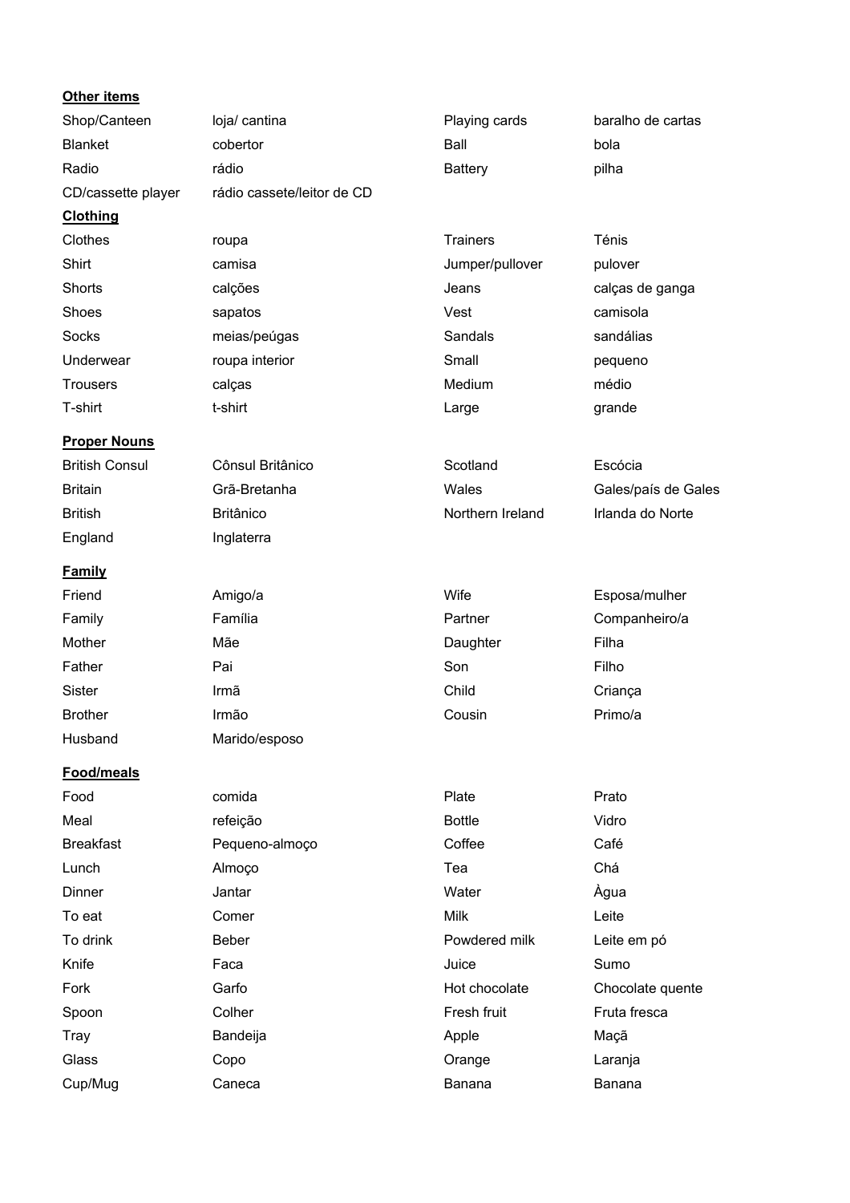**Other items**

| | | | |
|---|---|---|---|
| Shop/Canteen | loja/ cantina | Playing cards | baralho de cartas |
| Blanket | cobertor | Ball | bola |
| Radio | rádio | Battery | pilha |
| CD/cassette player | rádio cassete/leitor de CD | | |

**Clothing**

| | | | |
|---|---|---|---|
| Clothes | roupa | Trainers | Ténis |
| Shirt | camisa | Jumper/pullover | pulover |
| Shorts | calções | Jeans | calças de ganga |
| Shoes | sapatos | Vest | camisola |
| Socks | meias/peúgas | Sandals | sandálias |
| Underwear | roupa interior | Small | pequeno |
| Trousers | calças | Medium | médio |
| T-shirt | t-shirt | Large | grande |

**Proper Nouns**

| | | | |
|---|---|---|---|
| British Consul | Cônsul Britânico | Scotland | Escócia |
| Britain | Grã-Bretanha | Wales | Gales/país de Gales |
| British | Britânico | Northern Ireland | Irlanda do Norte |
| England | Inglaterra | | |

**Family**

| | | | |
|---|---|---|---|
| Friend | Amigo/a | Wife | Esposa/mulher |
| Family | Família | Partner | Companheiro/a |
| Mother | Mãe | Daughter | Filha |
| Father | Pai | Son | Filho |
| Sister | Irmã | Child | Criança |
| Brother | Irmão | Cousin | Primo/a |
| Husband | Marido/esposo | | |

**Food/meals**

| | | | |
|---|---|---|---|
| Food | comida | Plate | Prato |
| Meal | refeição | Bottle | Vidro |
| Breakfast | Pequeno-almoço | Coffee | Café |
| Lunch | Almoço | Tea | Chá |
| Dinner | Jantar | Water | Àgua |
| To eat | Comer | Milk | Leite |
| To drink | Beber | Powdered milk | Leite em pó |
| Knife | Faca | Juice | Sumo |
| Fork | Garfo | Hot chocolate | Chocolate quente |
| Spoon | Colher | Fresh fruit | Fruta fresca |
| Tray | Bandeija | Apple | Maçã |
| Glass | Copo | Orange | Laranja |
| Cup/Mug | Caneca | Banana | Banana |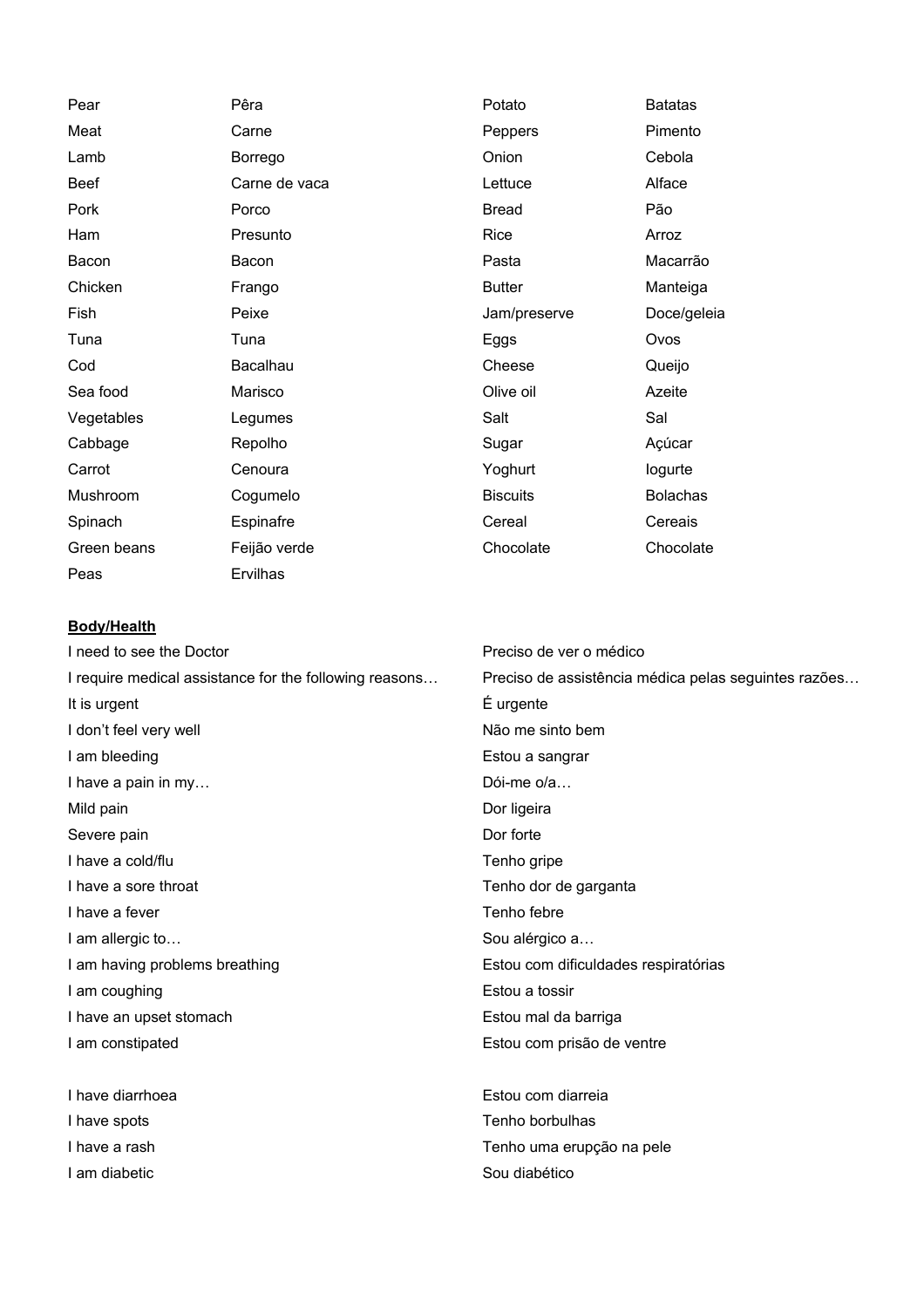| | | | |
|---|---|---|---|
| Pear | Pêra | Potato | Batatas |
| Meat | Carne | Peppers | Pimento |
| Lamb | Borrego | Onion | Cebola |
| Beef | Carne de vaca | Lettuce | Alface |
| Pork | Porco | Bread | Pão |
| Ham | Presunto | Rice | Arroz |
| Bacon | Bacon | Pasta | Macarrão |
| Chicken | Frango | Butter | Manteiga |
| Fish | Peixe | Jam/preserve | Doce/geleia |
| Tuna | Tuna | Eggs | Ovos |
| Cod | Bacalhau | Cheese | Queijo |
| Sea food | Marisco | Olive oil | Azeite |
| Vegetables | Legumes | Salt | Sal |
| Cabbage | Repolho | Sugar | Açúcar |
| Carrot | Cenoura | Yoghurt | Iogurte |
| Mushroom | Cogumelo | Biscuits | Bolachas |
| Spinach | Espinafre | Cereal | Cereais |
| Green beans | Feijão verde | Chocolate | Chocolate |
| Peas | Ervilhas | | |

**Body/Health**

| | |
|---|---|
| I need to see the Doctor | Preciso de ver o médico |
| I require medical assistance for the following reasons… | Preciso de assistência médica pelas seguintes razões… |
| It is urgent | É urgente |
| I don't feel very well | Não me sinto bem |
| I am bleeding | Estou a sangrar |
| I have a pain in my… | Dói-me o/a… |
| Mild pain | Dor ligeira |
| Severe pain | Dor forte |
| I have a cold/flu | Tenho gripe |
| I have a sore throat | Tenho dor de garganta |
| I have a fever | Tenho febre |
| I am allergic to… | Sou alérgico a… |
| I am having problems breathing | Estou com dificuldades respiratórias |
| I am coughing | Estou a tossir |
| I have an upset stomach | Estou mal da barriga |
| I am constipated | Estou com prisão de ventre |
| I have diarrhoea | Estou com diarreia |
| I have spots | Tenho borbulhas |
| I have a rash | Tenho uma erupção na pele |
| I am diabetic | Sou diabético |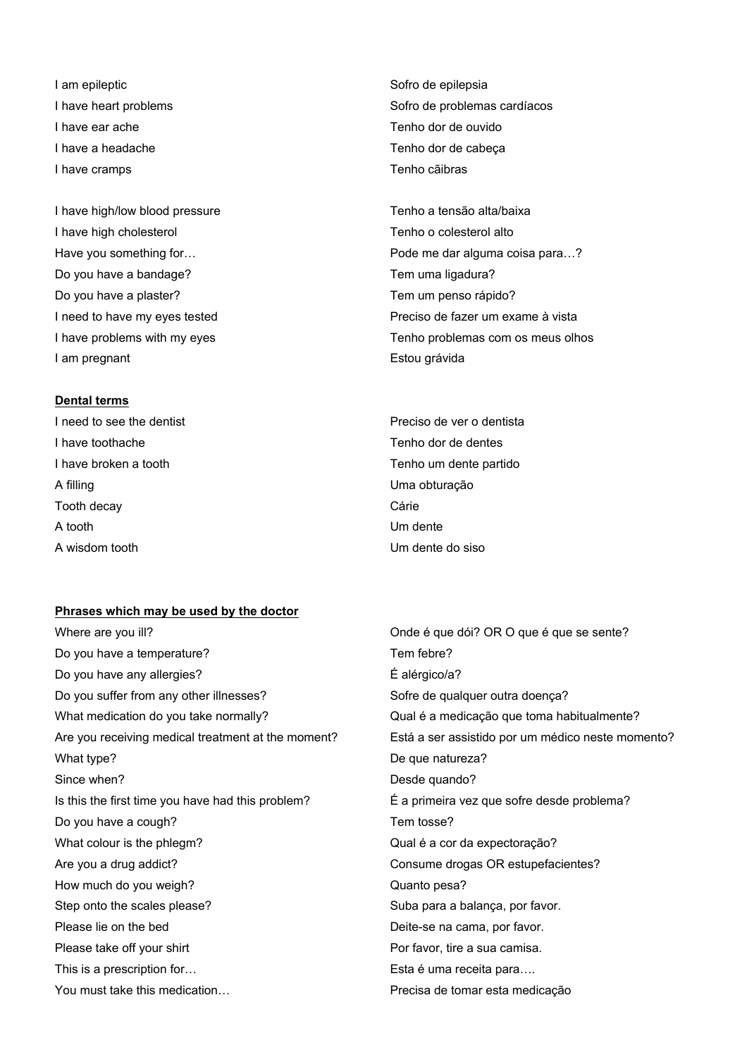| | |
|---|---|
| I am epileptic | Sofro de epilepsia |
| I have heart problems | Sofro de problemas cardíacos |
| I have ear ache | Tenho dor de ouvido |
| I have a headache | Tenho dor de cabeça |
| I have cramps | Tenho cãibras |
| I have high/low blood pressure | Tenho a tensão alta/baixa |
| I have high cholesterol | Tenho o colesterol alto |
| Have you something for… | Pode me dar alguma coisa para…? |
| Do you have a bandage? | Tem uma ligadura? |
| Do you have a plaster? | Tem um penso rápido? |
| I need to have my eyes tested | Preciso de fazer um exame à vista |
| I have problems with my eyes | Tenho problemas com os meus olhos |
| I am pregnant | Estou grávida |

**<u>Dental terms</u>**

| | |
|---|---|
| I need to see the dentist | Preciso de ver o dentista |
| I have toothache | Tenho dor de dentes |
| I have broken a tooth | Tenho um dente partido |
| A filling | Uma obturação |
| Tooth decay | Cárie |
| A tooth | Um dente |
| A wisdom tooth | Um dente do siso |

**<u>Phrases which may be used by the doctor</u>**

| | |
|---|---|
| Where are you ill? | Onde é que dói? OR O que é que se sente? |
| Do you have a temperature? | Tem febre? |
| Do you have any allergies? | É alérgico/a? |
| Do you suffer from any other illnesses? | Sofre de qualquer outra doença? |
| What medication do you take normally? | Qual é a medicação que toma habitualmente? |
| Are you receiving medical treatment at the moment? | Está a ser assistido por um médico neste momento? |
| What type? | De que natureza? |
| Since when? | Desde quando? |
| Is this the first time you have had this problem? | É a primeira vez que sofre desde problema? |
| Do you have a cough? | Tem tosse? |
| What colour is the phlegm? | Qual é a cor da expectoração? |
| Are you a drug addict? | Consume drogas OR estupefacientes? |
| How much do you weigh? | Quanto pesa? |
| Step onto the scales please? | Suba para a balança, por favor. |
| Please lie on the bed | Deite-se na cama, por favor. |
| Please take off your shirt | Por favor, tire a sua camisa. |
| This is a prescription for… | Esta é uma receita para…. |
| You must take this medication… | Precisa de tomar esta medicação |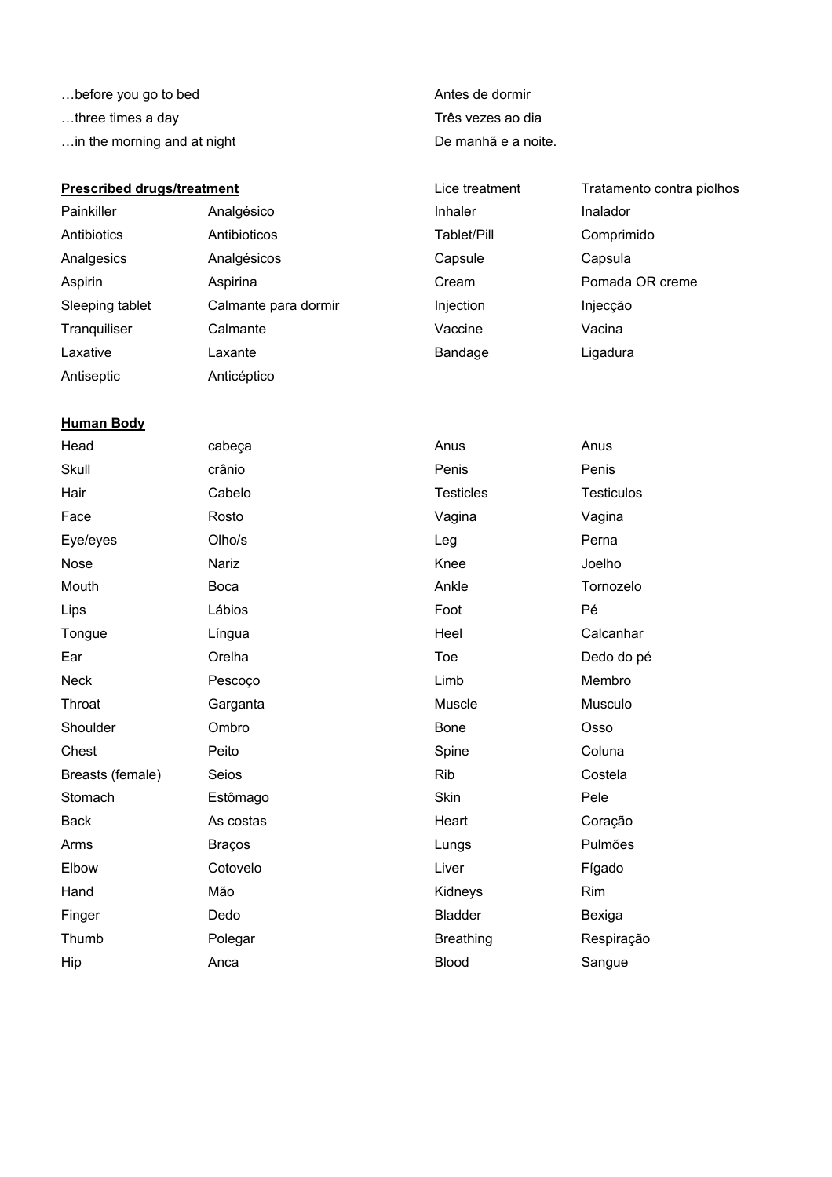…before you go to bed — Antes de dormir
…three times a day — Três vezes ao dia
…in the morning and at night — De manhã e a noite.

**<u>Prescribed drugs/treatment</u>**

| | |
|---|---|
| Painkiller | Analgésico |
| Antibiotics | Antibioticos |
| Analgesics | Analgésicos |
| Aspirin | Aspirina |
| Sleeping tablet | Calmante para dormir |
| Tranquiliser | Calmante |
| Laxative | Laxante |
| Antiseptic | Anticéptico |
| Lice treatment | Tratamento contra piolhos |
| Inhaler | Inalador |
| Tablet/Pill | Comprimido |
| Capsule | Capsula |
| Cream | Pomada OR creme |
| Injection | Injecção |
| Vaccine | Vacina |
| Bandage | Ligadura |

**<u>Human Body</u>**

| | |
|---|---|
| Head | cabeça |
| Skull | crânio |
| Hair | Cabelo |
| Face | Rosto |
| Eye/eyes | Olho/s |
| Nose | Nariz |
| Mouth | Boca |
| Lips | Lábios |
| Tongue | Língua |
| Ear | Orelha |
| Neck | Pescoço |
| Throat | Garganta |
| Shoulder | Ombro |
| Chest | Peito |
| Breasts (female) | Seios |
| Stomach | Estômago |
| Back | As costas |
| Arms | Braços |
| Elbow | Cotovelo |
| Hand | Mão |
| Finger | Dedo |
| Thumb | Polegar |
| Hip | Anca |
| Anus | Anus |
| Penis | Penis |
| Testicles | Testiculos |
| Vagina | Vagina |
| Leg | Perna |
| Knee | Joelho |
| Ankle | Tornozelo |
| Foot | Pé |
| Heel | Calcanhar |
| Toe | Dedo do pé |
| Limb | Membro |
| Muscle | Musculo |
| Bone | Osso |
| Spine | Coluna |
| Rib | Costela |
| Skin | Pele |
| Heart | Coração |
| Lungs | Pulmões |
| Liver | Fígado |
| Kidneys | Rim |
| Bladder | Bexiga |
| Breathing | Respiração |
| Blood | Sangue |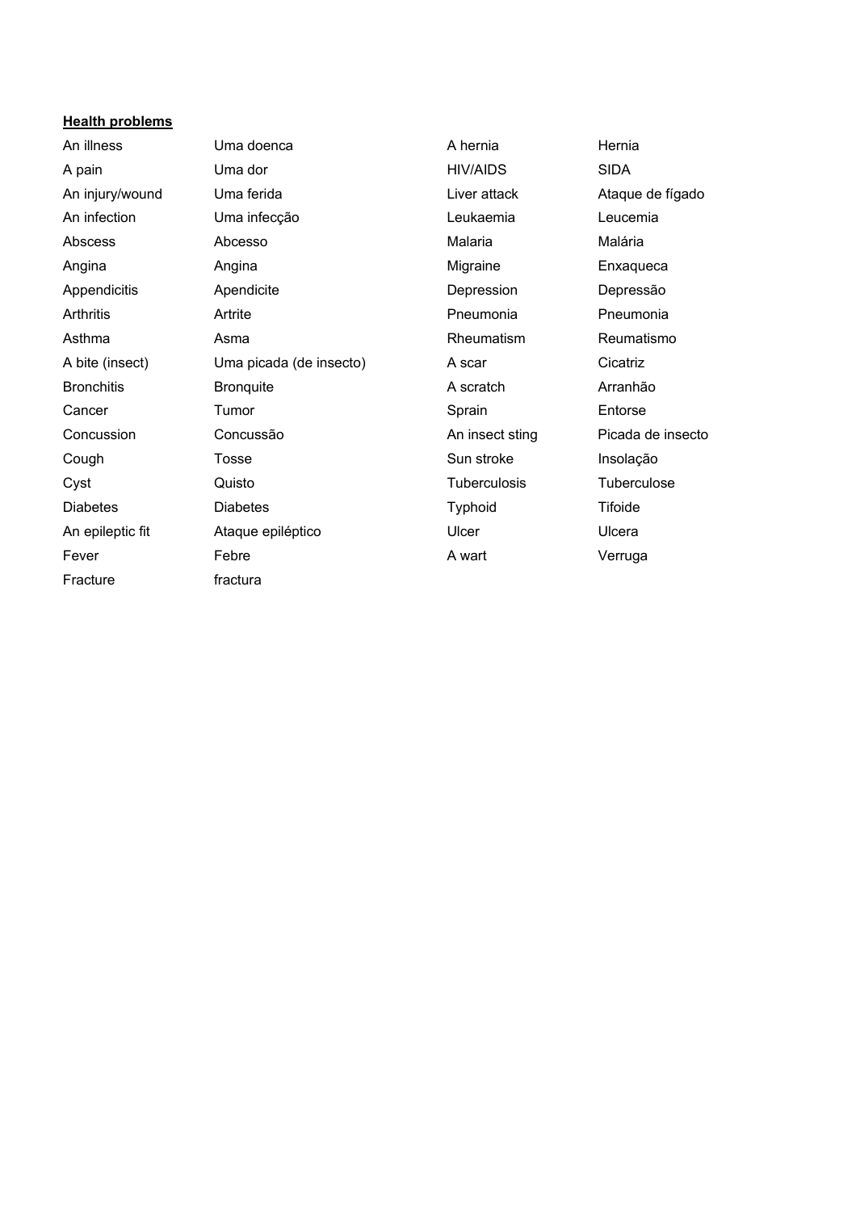**Health problems**

| | | | |
|---|---|---|---|
| An illness | Uma doenca | A hernia | Hernia |
| A pain | Uma dor | HIV/AIDS | SIDA |
| An injury/wound | Uma ferida | Liver attack | Ataque de fígado |
| An infection | Uma infecção | Leukaemia | Leucemia |
| Abscess | Abcesso | Malaria | Malária |
| Angina | Angina | Migraine | Enxaqueca |
| Appendicitis | Apendicite | Depression | Depressão |
| Arthritis | Artrite | Pneumonia | Pneumonia |
| Asthma | Asma | Rheumatism | Reumatismo |
| A bite (insect) | Uma picada (de insecto) | A scar | Cicatriz |
| Bronchitis | Bronquite | A scratch | Arranhão |
| Cancer | Tumor | Sprain | Entorse |
| Concussion | Concussão | An insect sting | Picada de insecto |
| Cough | Tosse | Sun stroke | Insolação |
| Cyst | Quisto | Tuberculosis | Tuberculose |
| Diabetes | Diabetes | Typhoid | Tifoide |
| An epileptic fit | Ataque epiléptico | Ulcer | Ulcera |
| Fever | Febre | A wart | Verruga |
| Fracture | fractura | | |